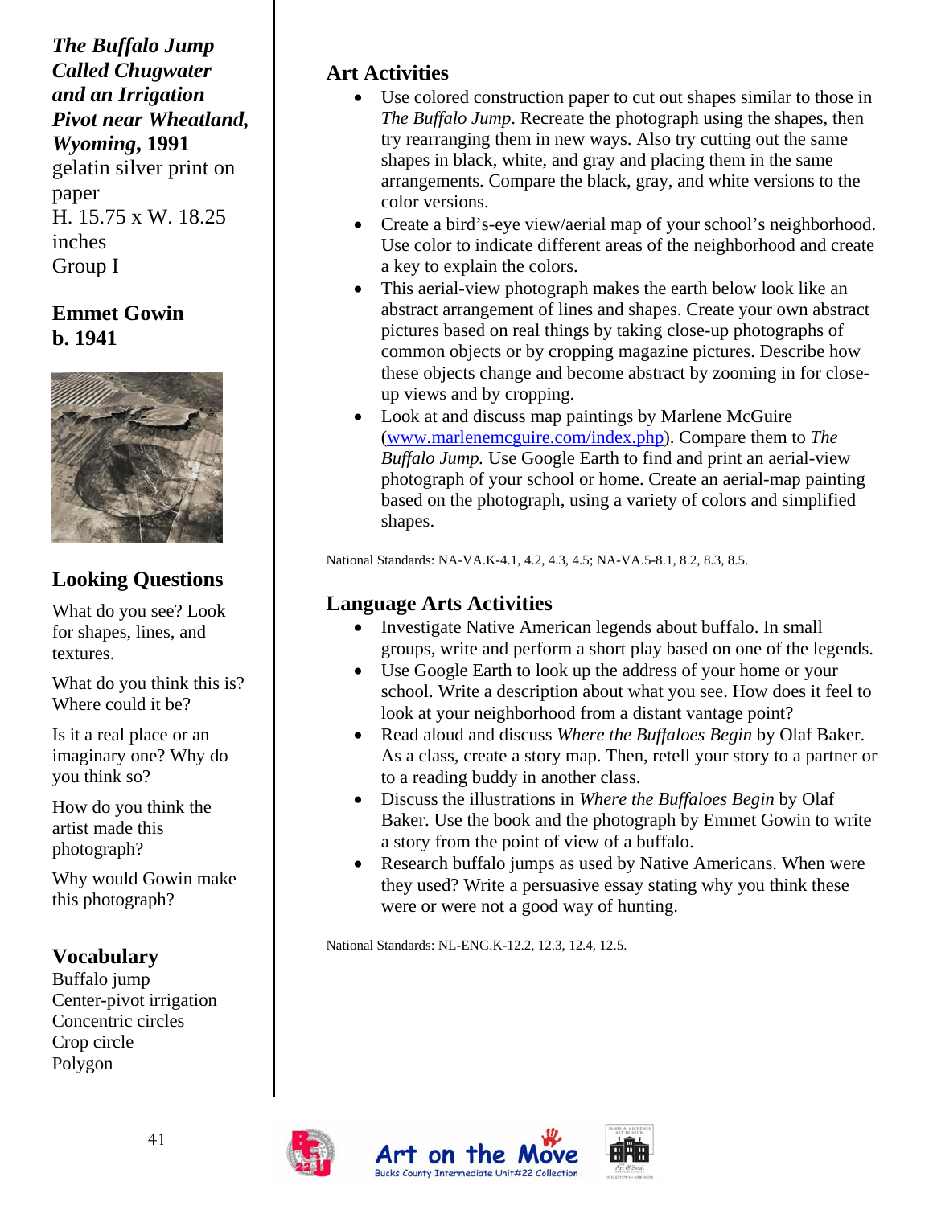***The Buffalo Jump Called Chugwater and an Irrigation Pivot near Wheatland, Wyoming*, 1991**
gelatin silver print on paper
H. 15.75 x W. 18.25 inches
Group I

**Emmet Gowin**
**b. 1941**

## Looking Questions

What do you see? Look for shapes, lines, and textures.

What do you think this is? Where could it be?

Is it a real place or an imaginary one? Why do you think so?

How do you think the artist made this photograph?

Why would Gowin make this photograph?

## Vocabulary

Buffalo jump
Center-pivot irrigation
Concentric circles
Crop circle
Polygon

## Art Activities

- Use colored construction paper to cut out shapes similar to those in *The Buffalo Jump*. Recreate the photograph using the shapes, then try rearranging them in new ways. Also try cutting out the same shapes in black, white, and gray and placing them in the same arrangements. Compare the black, gray, and white versions to the color versions.
- Create a bird's-eye view/aerial map of your school's neighborhood. Use color to indicate different areas of the neighborhood and create a key to explain the colors.
- This aerial-view photograph makes the earth below look like an abstract arrangement of lines and shapes. Create your own abstract pictures based on real things by taking close-up photographs of common objects or by cropping magazine pictures. Describe how these objects change and become abstract by zooming in for close-up views and by cropping.
- Look at and discuss map paintings by Marlene McGuire (www.marlenemcguire.com/index.php). Compare them to *The Buffalo Jump.* Use Google Earth to find and print an aerial-view photograph of your school or home. Create an aerial-map painting based on the photograph, using a variety of colors and simplified shapes.

National Standards: NA-VA.K-4.1, 4.2, 4.3, 4.5; NA-VA.5-8.1, 8.2, 8.3, 8.5.

## Language Arts Activities

- Investigate Native American legends about buffalo. In small groups, write and perform a short play based on one of the legends.
- Use Google Earth to look up the address of your home or your school. Write a description about what you see. How does it feel to look at your neighborhood from a distant vantage point?
- Read aloud and discuss *Where the Buffaloes Begin* by Olaf Baker. As a class, create a story map. Then, retell your story to a partner or to a reading buddy in another class.
- Discuss the illustrations in *Where the Buffaloes Begin* by Olaf Baker. Use the book and the photograph by Emmet Gowin to write a story from the point of view of a buffalo.
- Research buffalo jumps as used by Native Americans. When were they used? Write a persuasive essay stating why you think these were or were not a good way of hunting.

National Standards: NL-ENG.K-12.2, 12.3, 12.4, 12.5.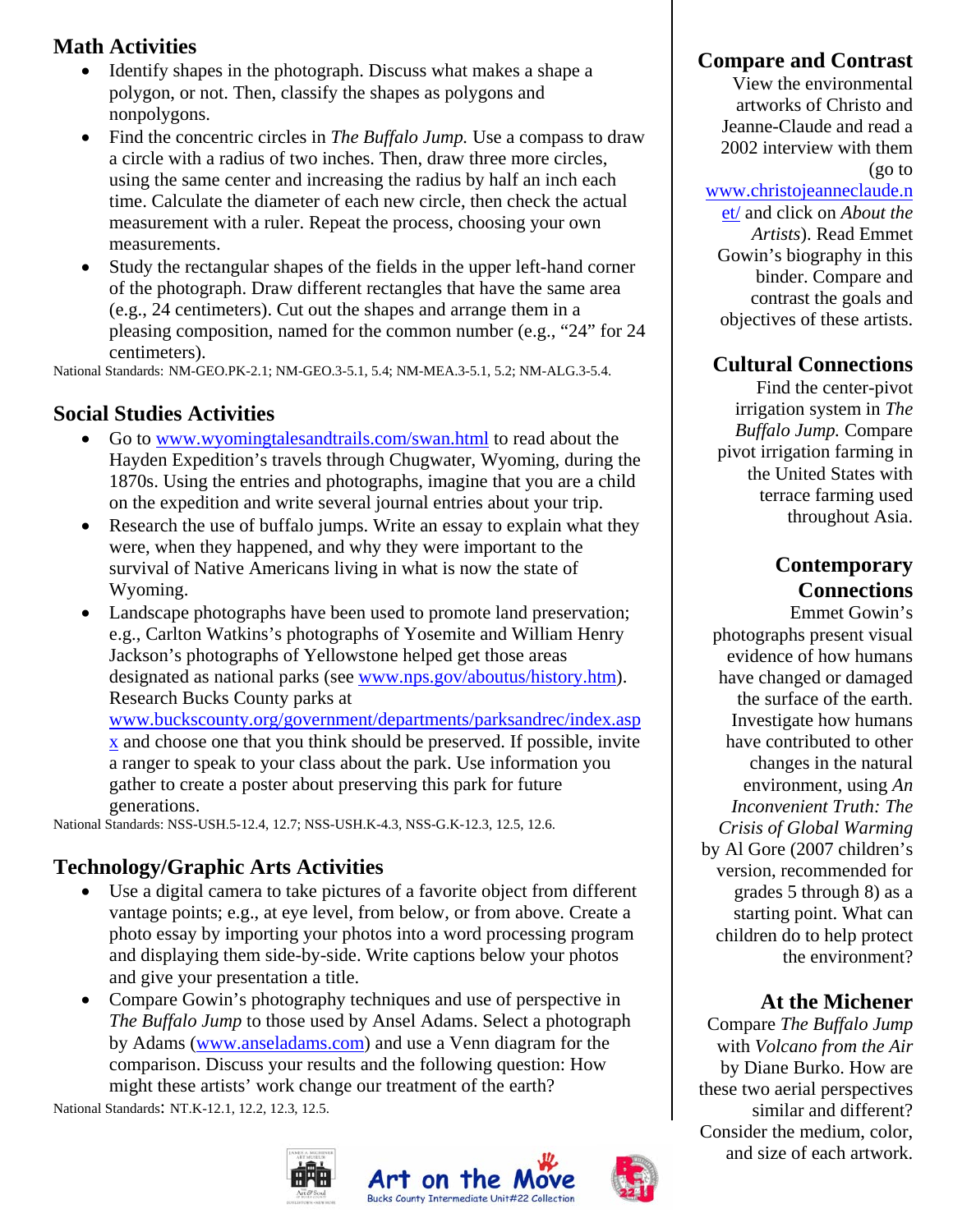## Math Activities

- Identify shapes in the photograph. Discuss what makes a shape a polygon, or not. Then, classify the shapes as polygons and nonpolygons.
- Find the concentric circles in *The Buffalo Jump.* Use a compass to draw a circle with a radius of two inches. Then, draw three more circles, using the same center and increasing the radius by half an inch each time. Calculate the diameter of each new circle, then check the actual measurement with a ruler. Repeat the process, choosing your own measurements.
- Study the rectangular shapes of the fields in the upper left-hand corner of the photograph. Draw different rectangles that have the same area (e.g., 24 centimeters). Cut out the shapes and arrange them in a pleasing composition, named for the common number (e.g., "24" for 24 centimeters).

National Standards: NM-GEO.PK-2.1; NM-GEO.3-5.1, 5.4; NM-MEA.3-5.1, 5.2; NM-ALG.3-5.4.

## Social Studies Activities

- Go to www.wyomingtalesandtrails.com/swan.html to read about the Hayden Expedition's travels through Chugwater, Wyoming, during the 1870s. Using the entries and photographs, imagine that you are a child on the expedition and write several journal entries about your trip.
- Research the use of buffalo jumps. Write an essay to explain what they were, when they happened, and why they were important to the survival of Native Americans living in what is now the state of Wyoming.
- Landscape photographs have been used to promote land preservation; e.g., Carlton Watkins's photographs of Yosemite and William Henry Jackson's photographs of Yellowstone helped get those areas designated as national parks (see www.nps.gov/aboutus/history.htm). Research Bucks County parks at www.buckscounty.org/government/departments/parksandrec/index.aspx and choose one that you think should be preserved. If possible, invite a ranger to speak to your class about the park. Use information you gather to create a poster about preserving this park for future generations.

National Standards: NSS-USH.5-12.4, 12.7; NSS-USH.K-4.3, NSS-G.K-12.3, 12.5, 12.6.

## Technology/Graphic Arts Activities

- Use a digital camera to take pictures of a favorite object from different vantage points; e.g., at eye level, from below, or from above. Create a photo essay by importing your photos into a word processing program and displaying them side-by-side. Write captions below your photos and give your presentation a title.
- Compare Gowin's photography techniques and use of perspective in *The Buffalo Jump* to those used by Ansel Adams. Select a photograph by Adams (www.anseladams.com) and use a Venn diagram for the comparison. Discuss your results and the following question: How might these artists' work change our treatment of the earth?

National Standards: NT.K-12.1, 12.2, 12.3, 12.5.

## Compare and Contrast

View the environmental artworks of Christo and Jeanne-Claude and read a 2002 interview with them (go to www.christojeanneclaude.net/ and click on *About the Artists*). Read Emmet Gowin's biography in this binder. Compare and contrast the goals and objectives of these artists.

## Cultural Connections

Find the center-pivot irrigation system in *The Buffalo Jump.* Compare pivot irrigation farming in the United States with terrace farming used throughout Asia.

## Contemporary Connections

Emmet Gowin's photographs present visual evidence of how humans have changed or damaged the surface of the earth. Investigate how humans have contributed to other changes in the natural environment, using *An Inconvenient Truth: The Crisis of Global Warming* by Al Gore (2007 children's version, recommended for grades 5 through 8) as a starting point. What can children do to help protect the environment?

## At the Michener

Compare *The Buffalo Jump* with *Volcano from the Air* by Diane Burko. How are these two aerial perspectives similar and different? Consider the medium, color, and size of each artwork.

Art on the Move
Bucks County Intermediate Unit#22 Collection